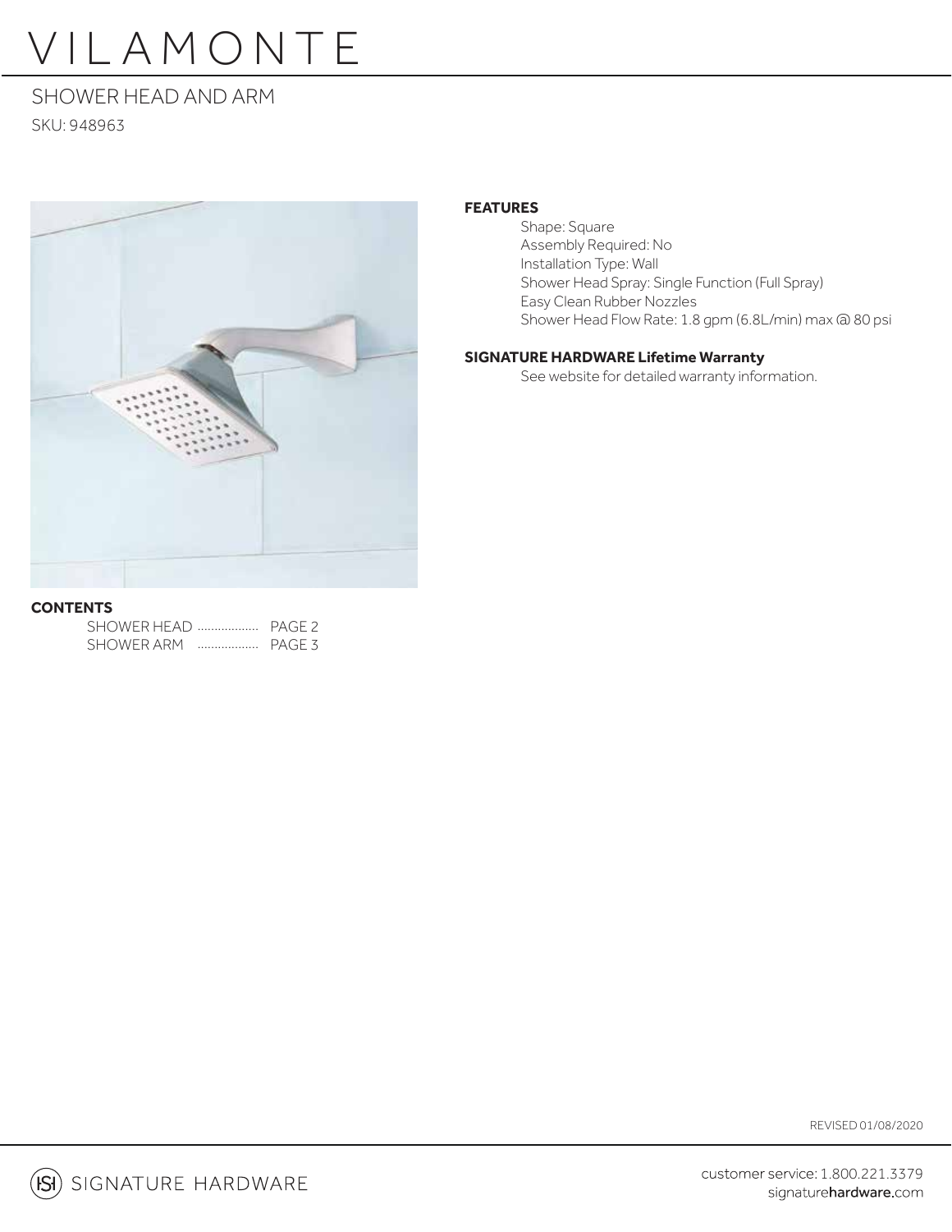# VILAMONTE

## SHOWER HEAD AND ARM

SKU: 948963

### FEATURES

- Shape: Square
- Assembly Required: No
- Installation Type: Wall
- Shower Head Spray: Single Function (Full Spray)
- Easy Clean Rubber Nozzles
- Shower Head Flow Rate: 1.8 gpm (6.8L/min) max @ 80 psi

### SIGNATURE HARDWARE Lifetime Warranty

See website for detailed warranty information.

### CONTENTS

SHOWER HEAD .................. PAGE 2
SHOWER ARM .................. PAGE 3

REVISED 01/08/2020

SIGNATURE HARDWARE

customer service: 1.800.221.3379
signaturehardware.com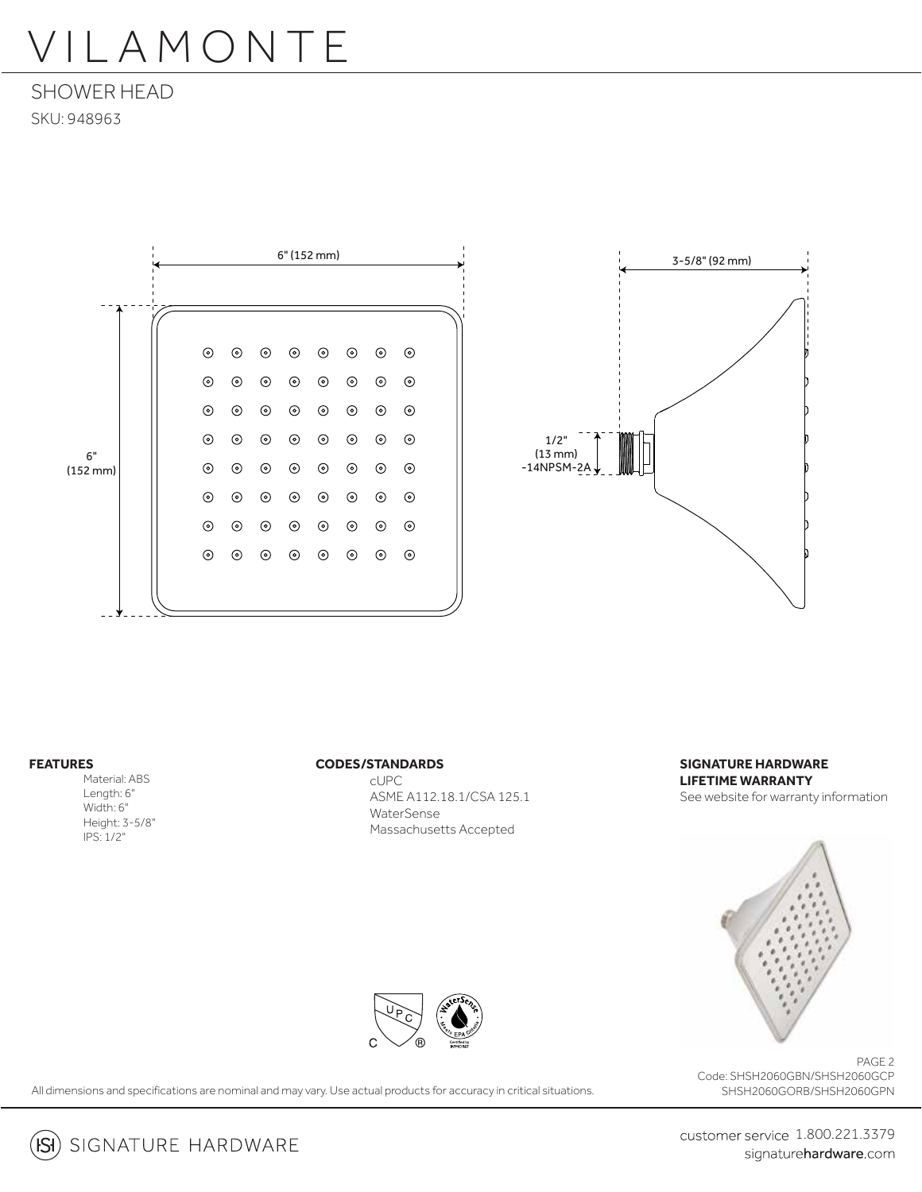# VILAMONTE

## SHOWER HEAD

SKU: 948963

6" (152 mm)

6" (152 mm)

3-5/8" (92 mm)

1/2" (13 mm) -14NPSM-2A

**FEATURES**

Material: ABS
Length: 6"
Width: 6"
Height: 3-5/8"
IPS: 1/2"

**CODES/STANDARDS**

cUPC
ASME A112.18.1/CSA 125.1
WaterSense
Massachusetts Accepted

**SIGNATURE HARDWARE LIFETIME WARRANTY**

See website for warranty information

Code: SHSH2060GBN/SHSH2060GCP
SHSH2060GORB/SHSH2060GPN

All dimensions and specifications are nominal and may vary. Use actual products for accuracy in critical situations.

SIGNATURE HARDWARE

customer service 1.800.221.3379
signaturehardware.com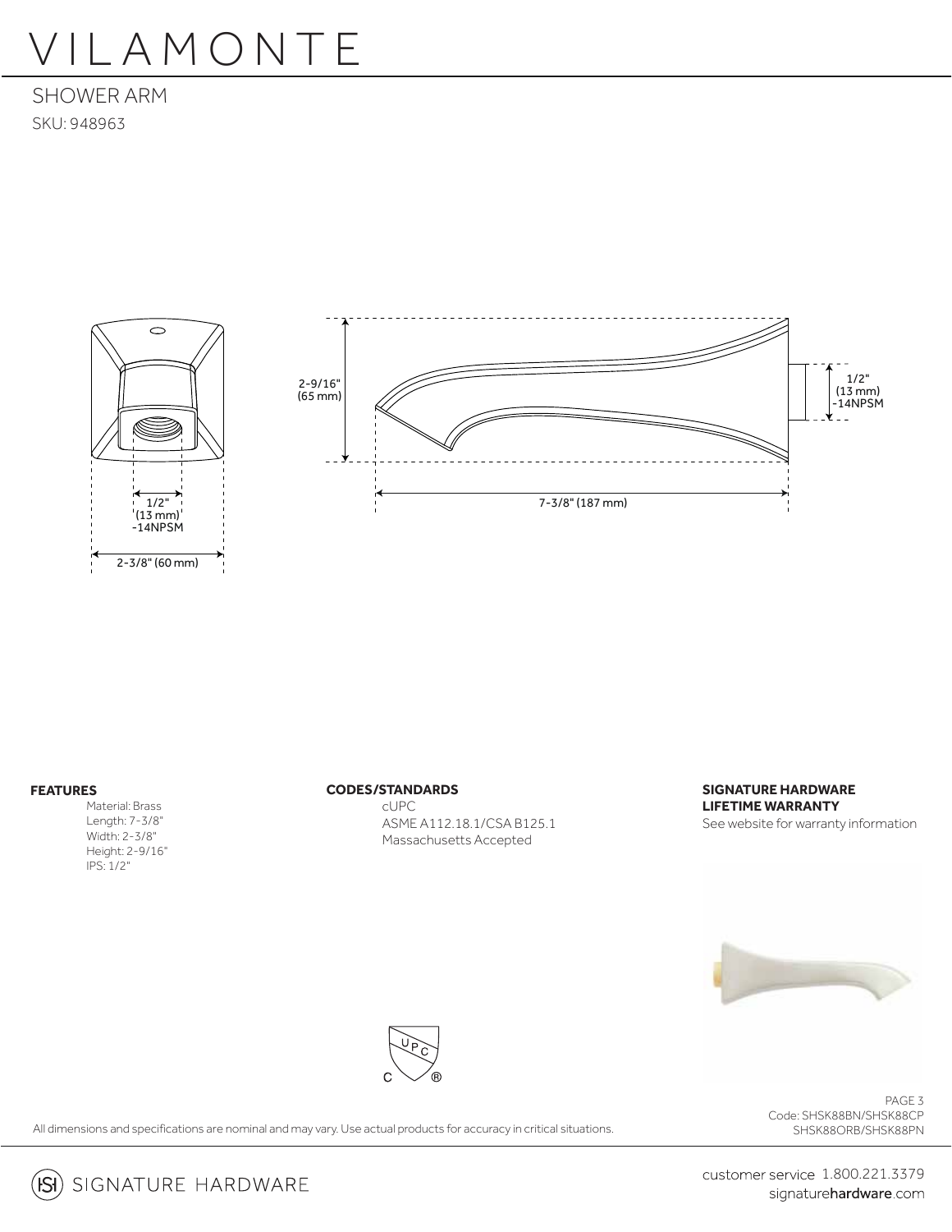# VILAMONTE

## SHOWER ARM

SKU: 948963

1/2" (13 mm) -14NPSM

2-3/8" (60 mm)

2-9/16" (65 mm)

7-3/8" (187 mm)

1/2" (13 mm) -14NPSM

**FEATURES**

Material: Brass
Length: 7-3/8"
Width: 2-3/8"
Height: 2-9/16"
IPS: 1/2"

**CODES/STANDARDS**

cUPC
ASME A112.18.1/CSA B125.1
Massachusetts Accepted

**SIGNATURE HARDWARE LIFETIME WARRANTY**

See website for warranty information

All dimensions and specifications are nominal and may vary. Use actual products for accuracy in critical situations.

Code: SHSK88BN/SHSK88CP
SHSK88ORB/SHSK88PN

SIGNATURE HARDWARE

customer service 1.800.221.3379
signaturehardware.com